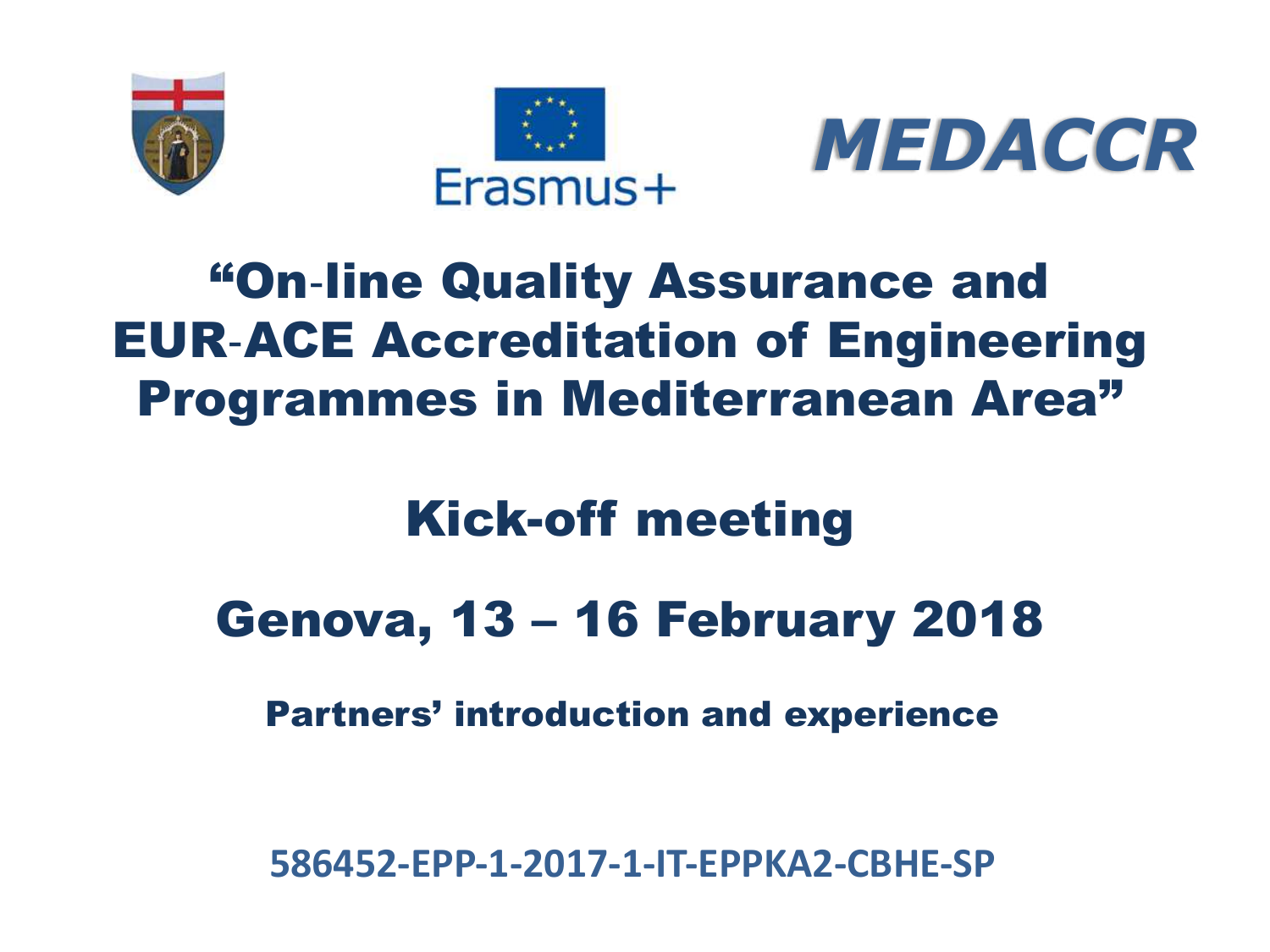MEDACCR

Erasmus+

# "On-line Quality Assurance and EUR-ACE Accreditation of Engineering Programmes in Mediterranean Area"

## Kick-off meeting

## Genova, 13 – 16 February 2018

### Partners' introduction and experience

**586452-EPP-1-2017-1-IT-EPPKA2-CBHE-SP**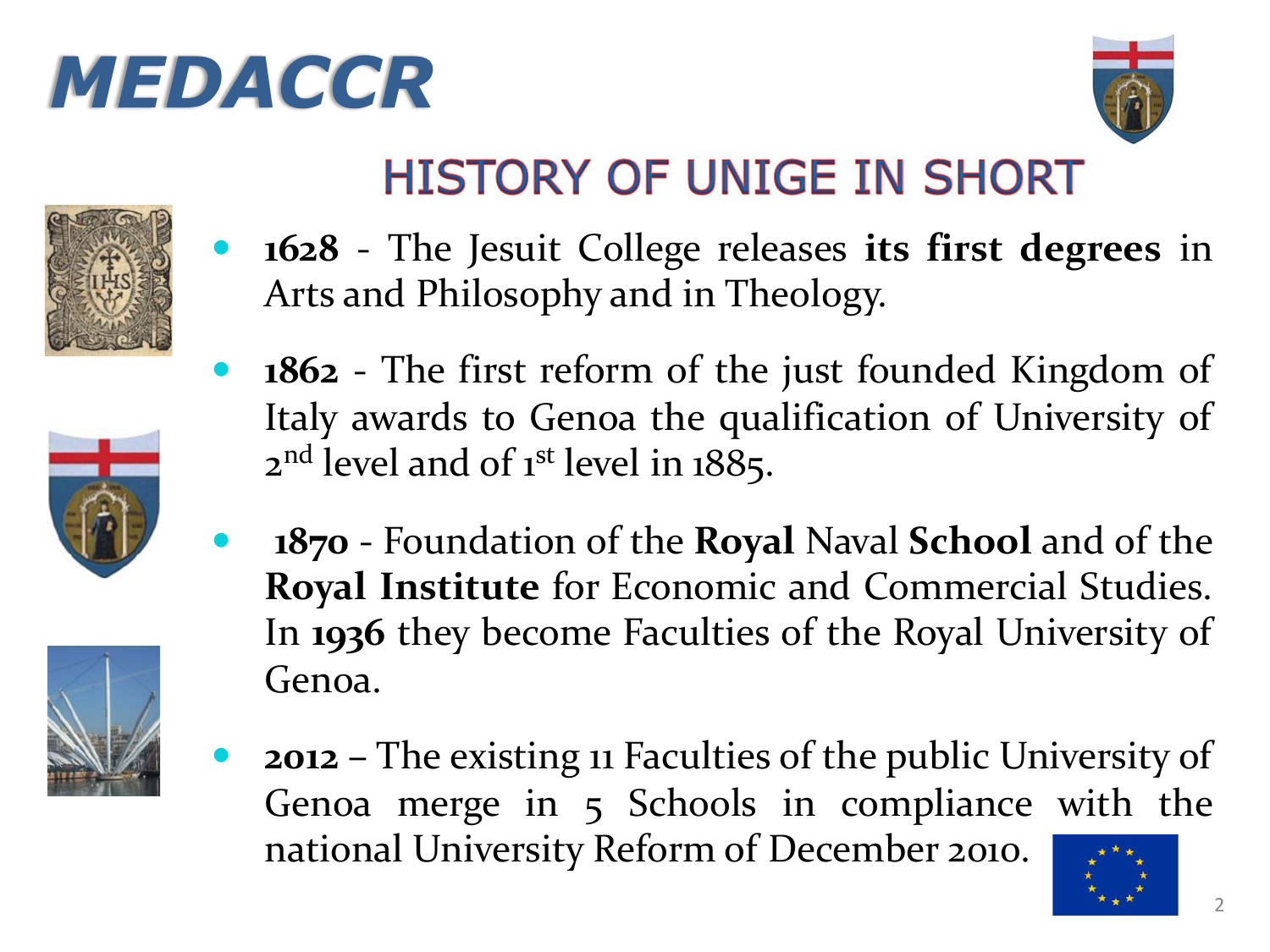# MEDACCR

## HISTORY OF UNIGE IN SHORT

- **1628** - The Jesuit College releases **its first degrees** in Arts and Philosophy and in Theology.
- **1862** - The first reform of the just founded Kingdom of Italy awards to Genoa the qualification of University of 2nd level and of 1st level in 1885.
- **1870** - Foundation of the **Royal** Naval **School** and of the **Royal Institute** for Economic and Commercial Studies. In **1936** they become Faculties of the Royal University of Genoa.
- **2012** – The existing 11 Faculties of the public University of Genoa merge in 5 Schools in compliance with the national University Reform of December 2010.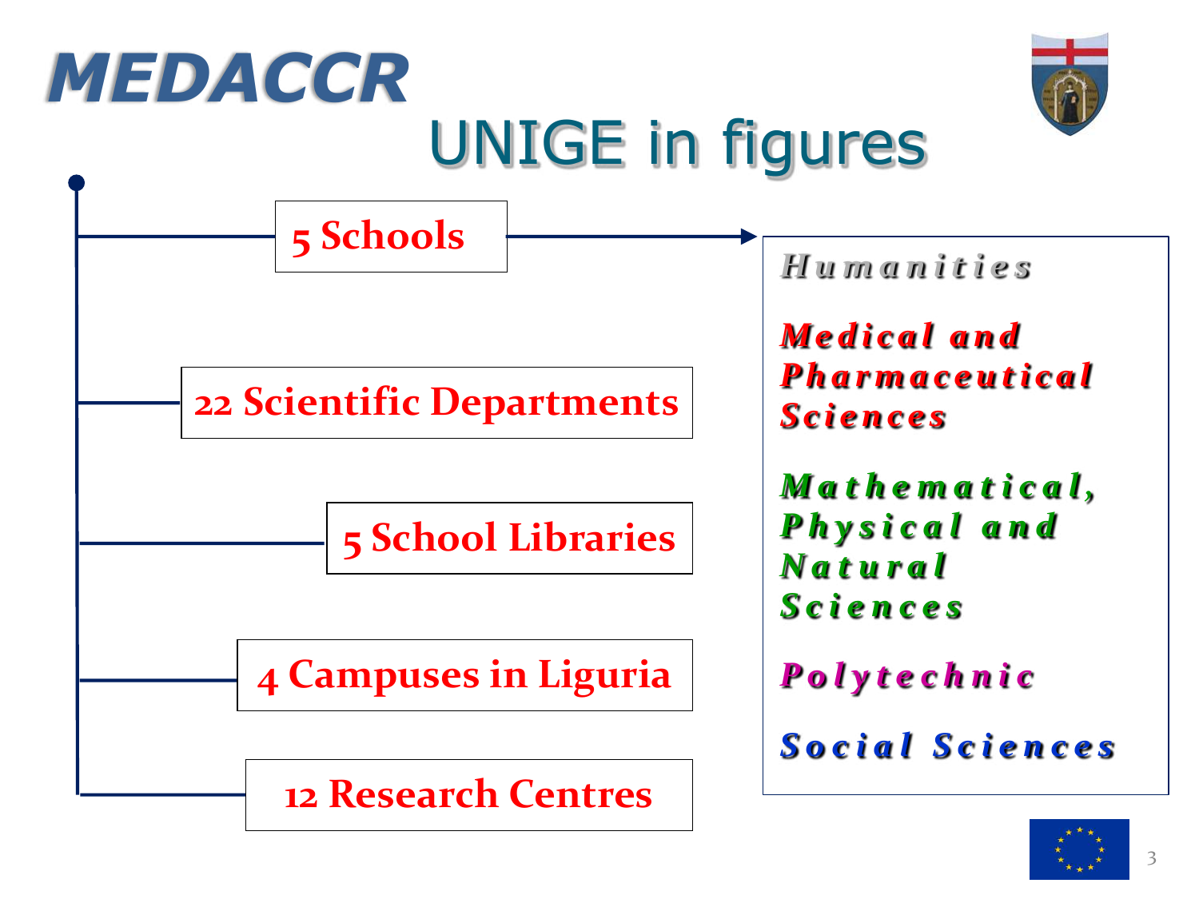# MEDACCR

## UNIGE in figures

- **5 Schools**
  - *Humanities*
  - *Medical and Pharmaceutical Sciences*
  - *Mathematical, Physical and Natural Sciences*
  - *Polytechnic*
  - *Social Sciences*
- **22 Scientific Departments**
- **5 School Libraries**
- **4 Campuses in Liguria**
- **12 Research Centres**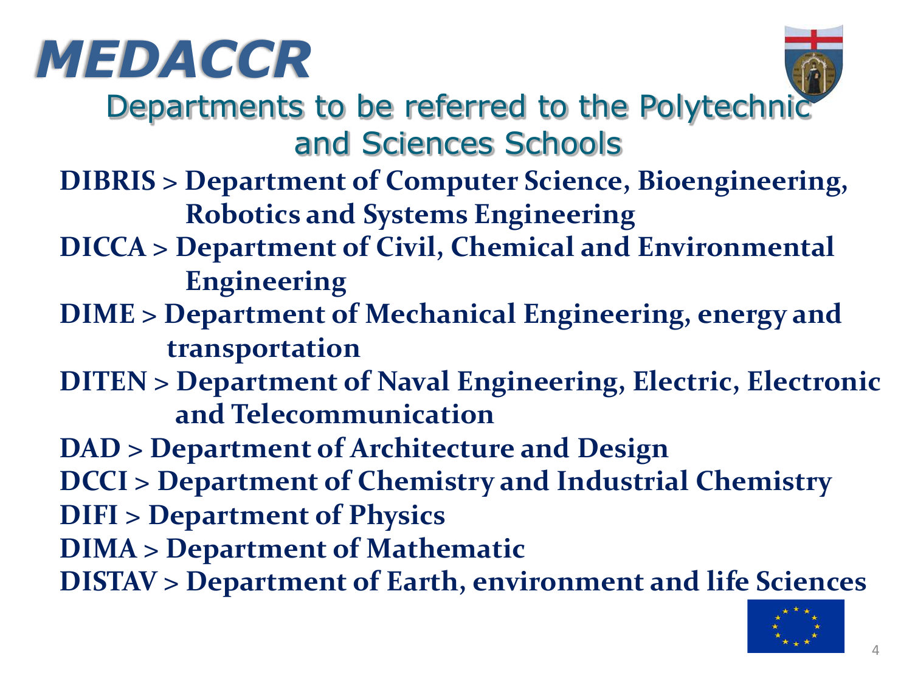# MEDACCR

## Departments to be referred to the Polytechnic and Sciences Schools

**DIBRIS > Department of Computer Science, Bioengineering, Robotics and Systems Engineering**

**DICCA > Department of Civil, Chemical and Environmental Engineering**

**DIME > Department of Mechanical Engineering, energy and transportation**

**DITEN > Department of Naval Engineering, Electric, Electronic and Telecommunication**

**DAD > Department of Architecture and Design**

**DCCI > Department of Chemistry and Industrial Chemistry**

**DIFI > Department of Physics**

**DIMA > Department of Mathematic**

**DISTAV > Department of Earth, environment and life Sciences**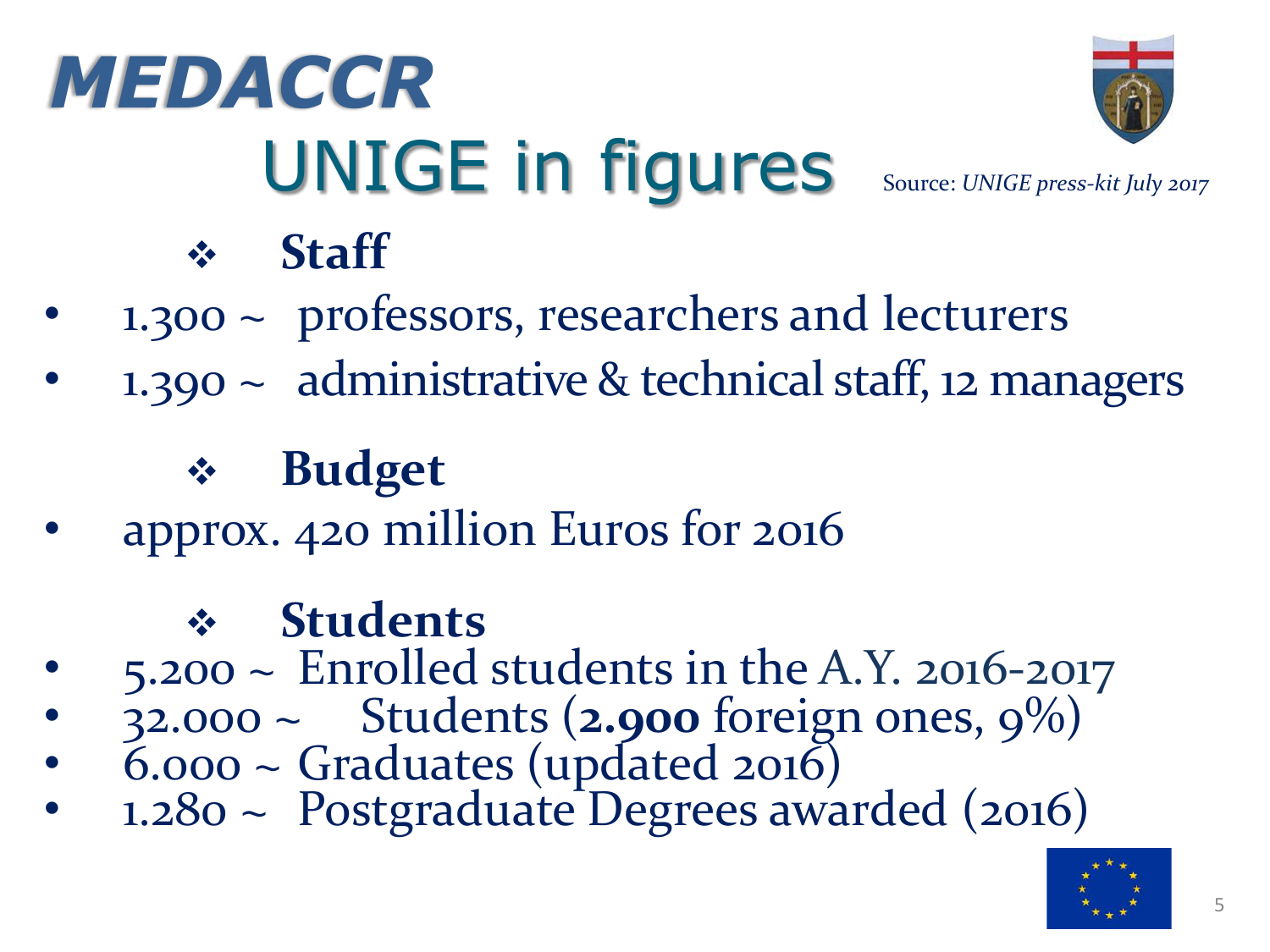# *MEDACCR*

## UNIGE in figures

Source: *UNIGE press-kit July 2017*

### Staff

- 1.300 ~ professors, researchers and lecturers
- 1.390 ~ administrative & technical staff, 12 managers

### Budget

- approx. 420 million Euros for 2016

### Students

- 5.200 ~ Enrolled students in the A.Y. 2016-2017
- 32.000 ~ Students (**2.900** foreign ones, 9%)
- 6.000 ~ Graduates (updated 2016)
- 1.280 ~ Postgraduate Degrees awarded (2016)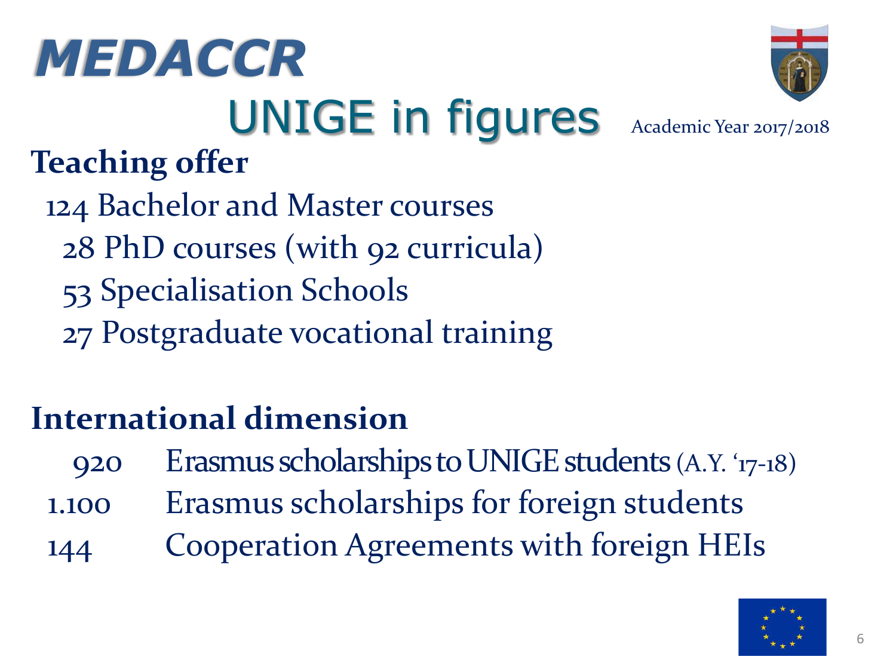# MEDACCR

## UNIGE in figures

Academic Year 2017/2018

### Teaching offer

124 Bachelor and Master courses
28 PhD courses (with 92 curricula)
53 Specialisation Schools
27 Postgraduate vocational training

### International dimension

920 Erasmus scholarships to UNIGE students (A.Y. '17-18)
1.100 Erasmus scholarships for foreign students
144 Cooperation Agreements with foreign HEIs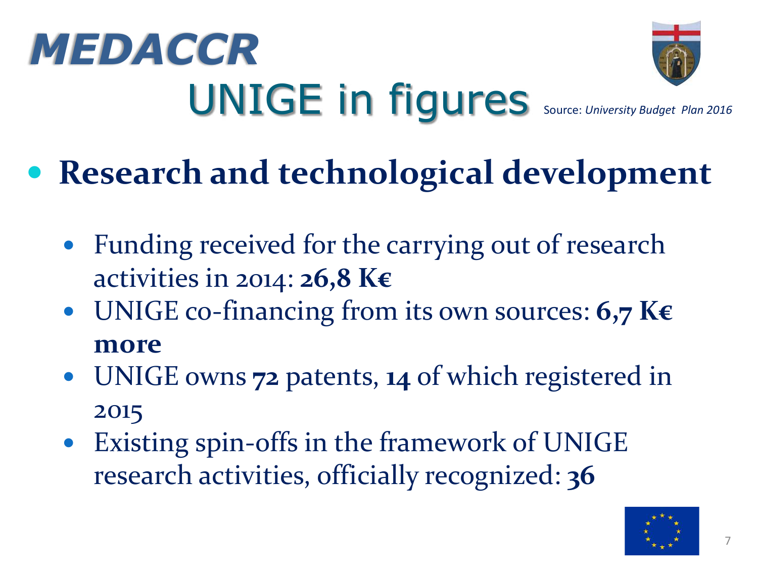# MEDACCR

## UNIGE in figures

Source: *University Budget Plan 2016*

- **Research and technological development**
  - Funding received for the carrying out of research activities in 2014: **26,8 K€**
  - UNIGE co-financing from its own sources: **6,7 K€ more**
  - UNIGE owns **72** patents, **14** of which registered in 2015
  - Existing spin-offs in the framework of UNIGE research activities, officially recognized: **36**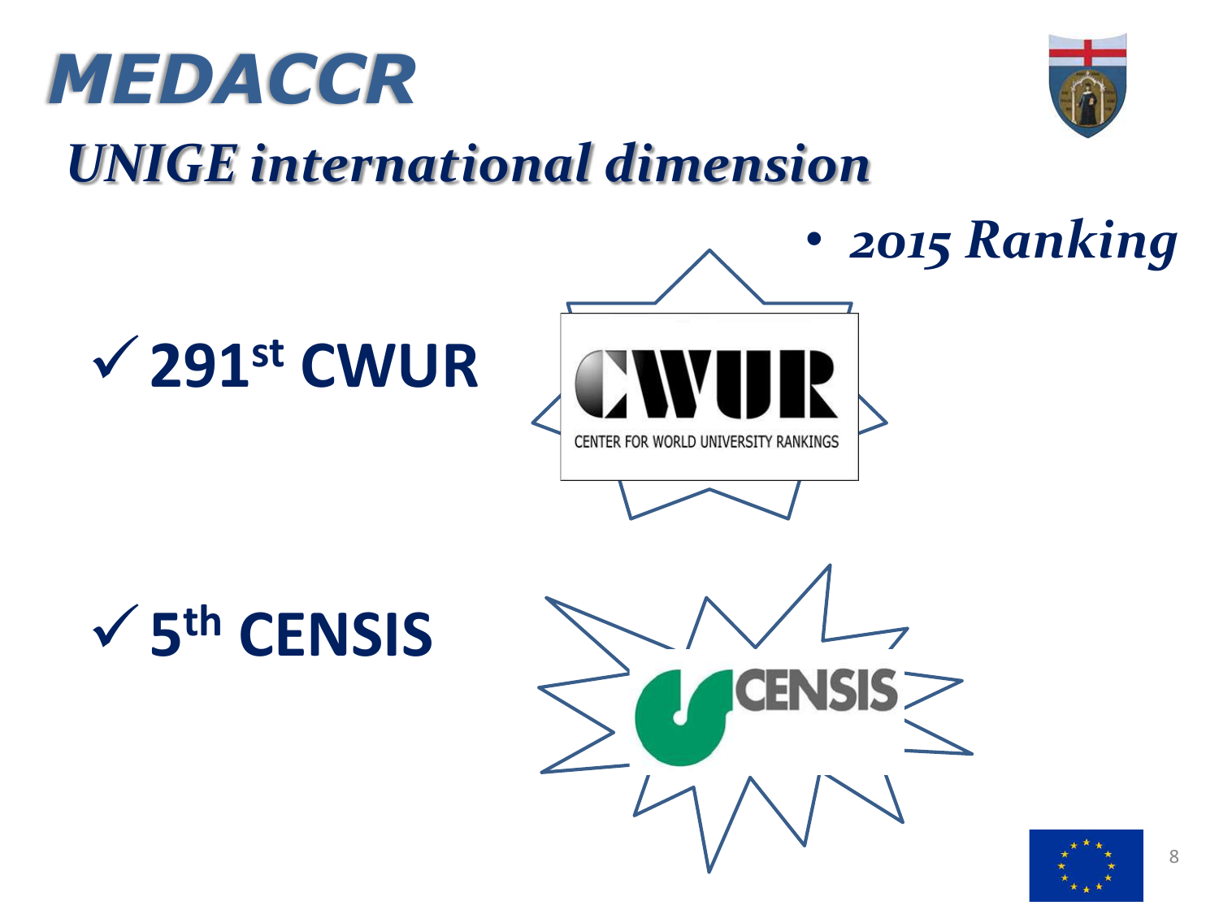# MEDACCR

## *UNIGE international dimension*

- ***2015 Ranking***

✓ **291st CWUR**

✓ **5th CENSIS**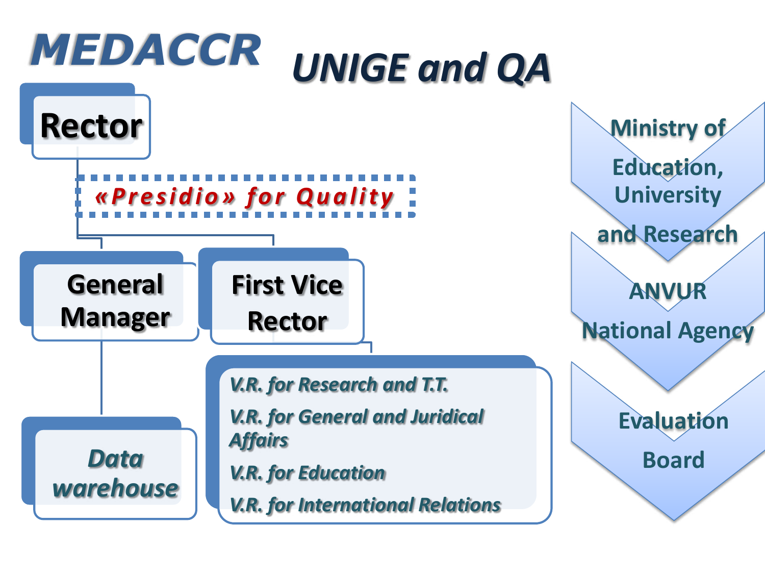# MEDACCR

## UNIGE and QA

**Rector**

***«Presidio» for Quality***

**General Manager**

**First Vice Rector**

***Data warehouse***

- *V.R. for Research and T.T.*
- *V.R. for General and Juridical Affairs*
- *V.R. for Education*
- *V.R. for International Relations*

**Ministry of Education, University and Research**

**ANVUR National Agency**

**Evaluation Board**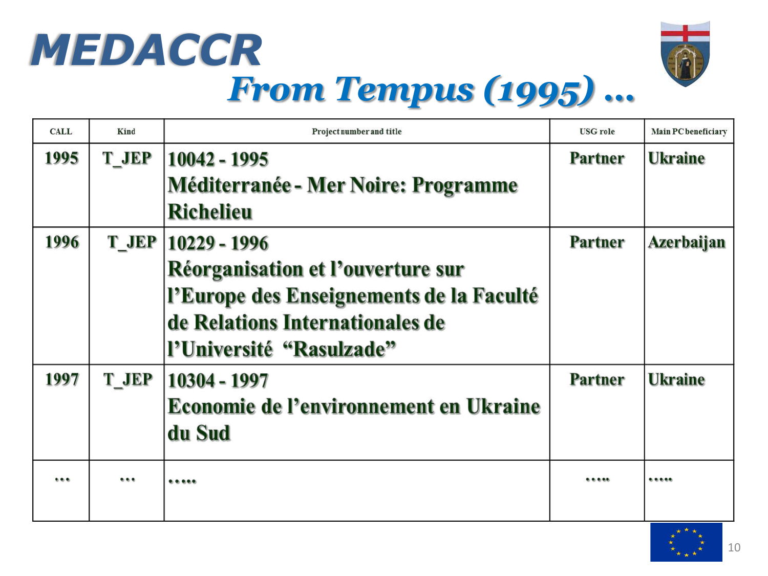# MEDACCR

## *From Tempus (1995) …*

| CALL | Kind | Project number and title | USG role | Main PC beneficiary |
|---|---|---|---|---|
| 1995 | T_JEP | 10042 - 1995<br>Méditerranée - Mer Noire: Programme Richelieu | Partner | Ukraine |
| 1996 | T_JEP | 10229 - 1996<br>Réorganisation et l'ouverture sur l'Europe des Enseignements de la Faculté de Relations Internationales de l'Université "Rasulzade" | Partner | Azerbaijan |
| 1997 | T_JEP | 10304 - 1997<br>Economie de l'environnement en Ukraine du Sud | Partner | Ukraine |
| … | … | ….. | ….. | ….. |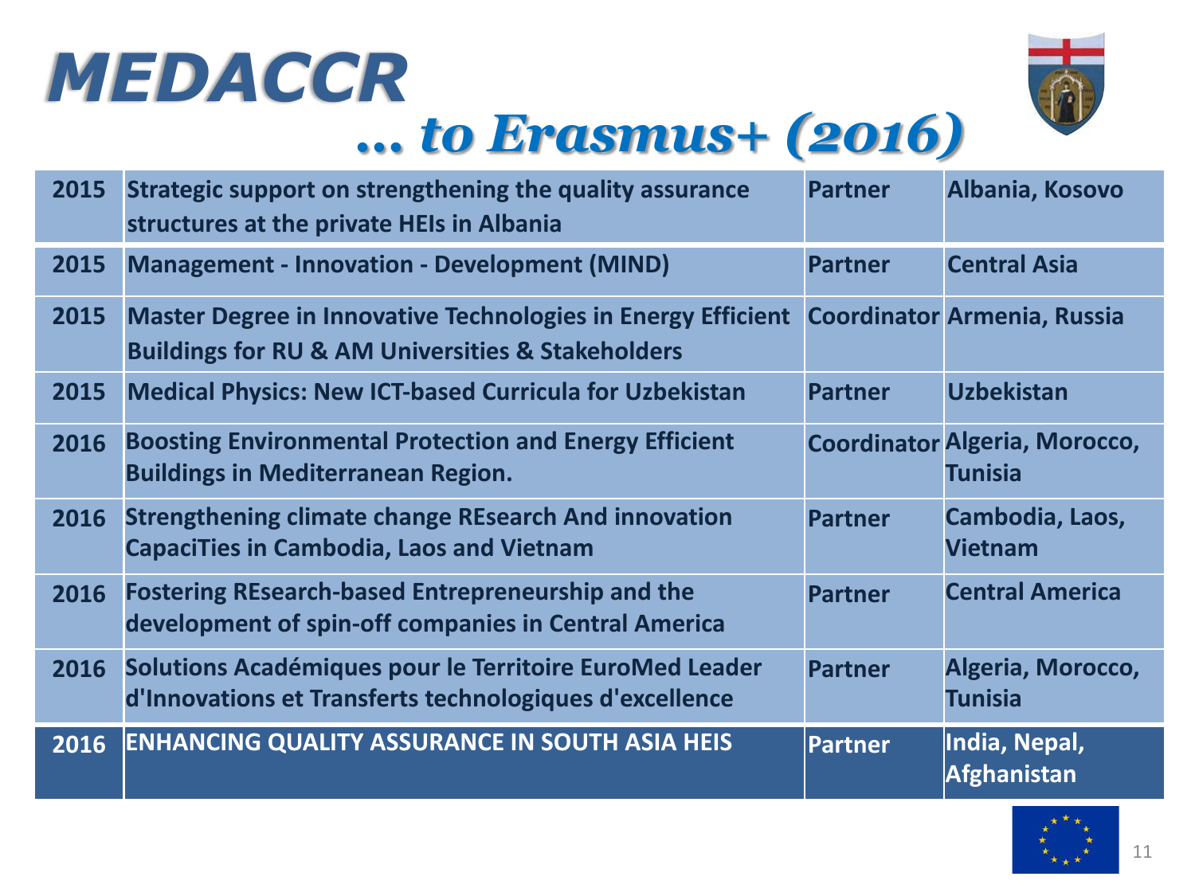# MEDACCR

## *… to Erasmus+ (2016)*

| | | | |
|---|---|---|---|
| 2015 | Strategic support on strengthening the quality assurance structures at the private HEIs in Albania | Partner | Albania, Kosovo |
| 2015 | Management - Innovation - Development (MIND) | Partner | Central Asia |
| 2015 | Master Degree in Innovative Technologies in Energy Efficient Buildings for RU & AM Universities & Stakeholders | Coordinator | Armenia, Russia |
| 2015 | Medical Physics: New ICT-based Curricula for Uzbekistan | Partner | Uzbekistan |
| 2016 | Boosting Environmental Protection and Energy Efficient Buildings in Mediterranean Region. | Coordinator | Algeria, Morocco, Tunisia |
| 2016 | Strengthening climate change REsearch And innovation CapaciTies in Cambodia, Laos and Vietnam | Partner | Cambodia, Laos, Vietnam |
| 2016 | Fostering REsearch-based Entrepreneurship and the development of spin-off companies in Central America | Partner | Central America |
| 2016 | Solutions Académiques pour le Territoire EuroMed Leader d'Innovations et Transferts technologiques d'excellence | Partner | Algeria, Morocco, Tunisia |
| 2016 | ENHANCING QUALITY ASSURANCE IN SOUTH ASIA HEIS | Partner | India, Nepal, Afghanistan |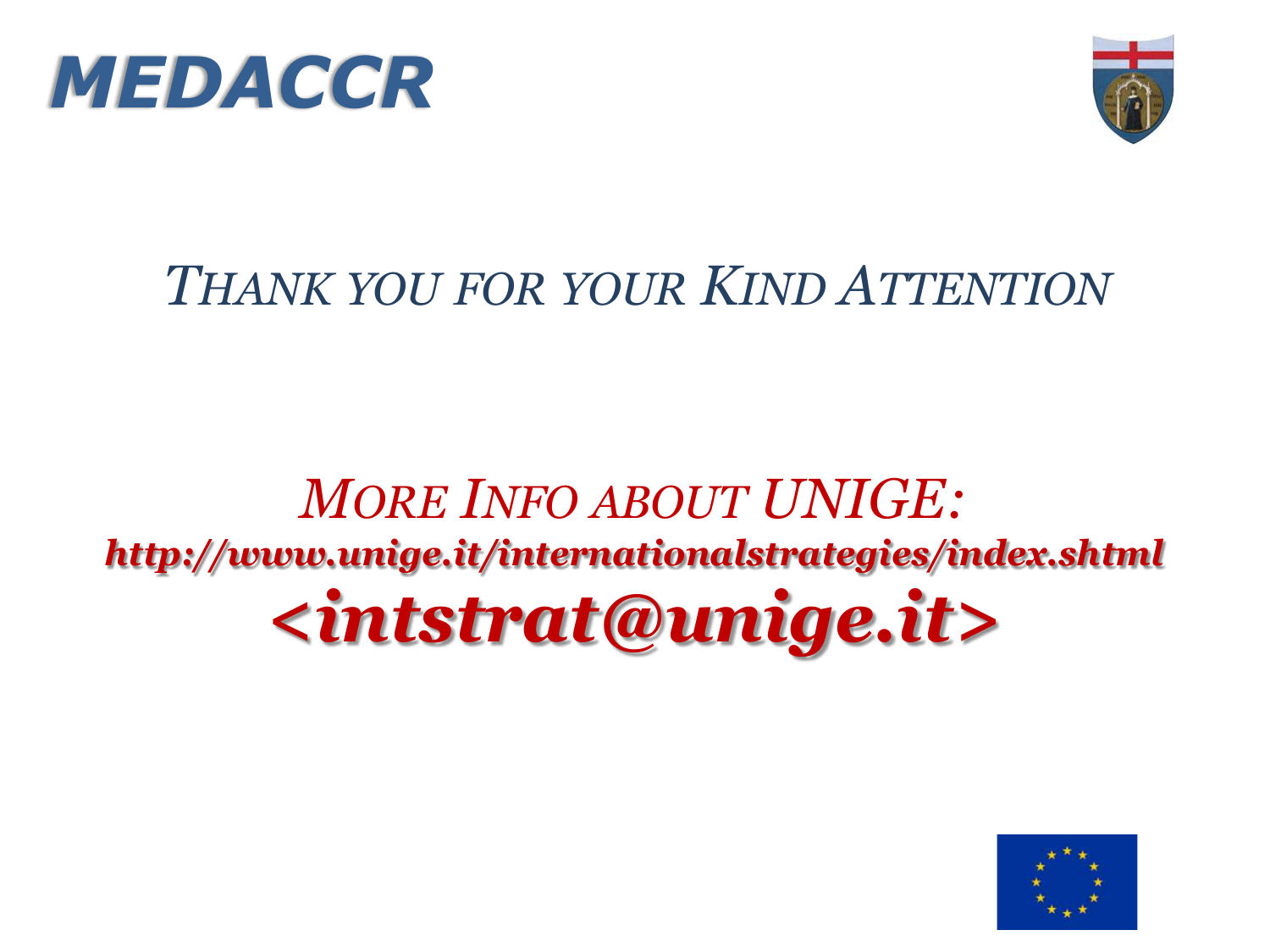# MEDACCR

*THANK YOU FOR YOUR KIND ATTENTION*

*MORE INFO ABOUT UNIGE:*

***http://www.unige.it/internationalstrategies/index.shtml***

***<intstrat@unige.it>***